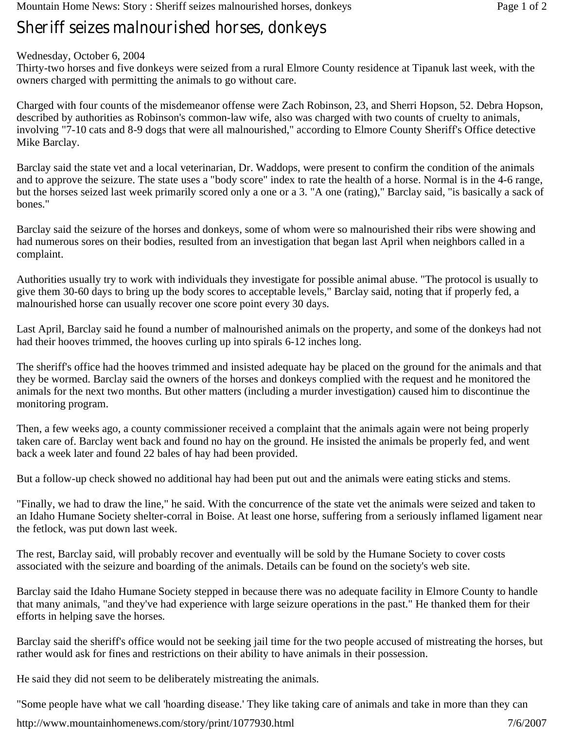# Sheriff seizes malnourished horses, donkeys

Wednesday, October 6, 2004

Thirty-two horses and five donkeys were seized from a rural Elmore County residence at Tipanuk last week, with the owners charged with permitting the animals to go without care.

Charged with four counts of the misdemeanor offense were Zach Robinson, 23, and Sherri Hopson, 52. Debra Hopson, described by authorities as Robinson's common-law wife, also was charged with two counts of cruelty to animals, involving "7-10 cats and 8-9 dogs that were all malnourished," according to Elmore County Sheriff's Office detective Mike Barclay.

Barclay said the state vet and a local veterinarian, Dr. Waddops, were present to confirm the condition of the animals and to approve the seizure. The state uses a "body score" index to rate the health of a horse. Normal is in the 4-6 range, but the horses seized last week primarily scored only a one or a 3. "A one (rating)," Barclay said, "is basically a sack of bones."

Barclay said the seizure of the horses and donkeys, some of whom were so malnourished their ribs were showing and had numerous sores on their bodies, resulted from an investigation that began last April when neighbors called in a complaint.

Authorities usually try to work with individuals they investigate for possible animal abuse. "The protocol is usually to give them 30-60 days to bring up the body scores to acceptable levels," Barclay said, noting that if properly fed, a malnourished horse can usually recover one score point every 30 days.

Last April, Barclay said he found a number of malnourished animals on the property, and some of the donkeys had not had their hooves trimmed, the hooves curling up into spirals 6-12 inches long.

The sheriff's office had the hooves trimmed and insisted adequate hay be placed on the ground for the animals and that they be wormed. Barclay said the owners of the horses and donkeys complied with the request and he monitored the animals for the next two months. But other matters (including a murder investigation) caused him to discontinue the monitoring program.

Then, a few weeks ago, a county commissioner received a complaint that the animals again were not being properly taken care of. Barclay went back and found no hay on the ground. He insisted the animals be properly fed, and went back a week later and found 22 bales of hay had been provided.

But a follow-up check showed no additional hay had been put out and the animals were eating sticks and stems.

"Finally, we had to draw the line," he said. With the concurrence of the state vet the animals were seized and taken to an Idaho Humane Society shelter-corral in Boise. At least one horse, suffering from a seriously inflamed ligament near the fetlock, was put down last week.

The rest, Barclay said, will probably recover and eventually will be sold by the Humane Society to cover costs associated with the seizure and boarding of the animals. Details can be found on the society's web site.

Barclay said the Idaho Humane Society stepped in because there was no adequate facility in Elmore County to handle that many animals, "and they've had experience with large seizure operations in the past." He thanked them for their efforts in helping save the horses.

Barclay said the sheriff's office would not be seeking jail time for the two people accused of mistreating the horses, but rather would ask for fines and restrictions on their ability to have animals in their possession.

He said they did not seem to be deliberately mistreating the animals.

"Some people have what we call 'hoarding disease.' They like taking care of animals and take in more than they can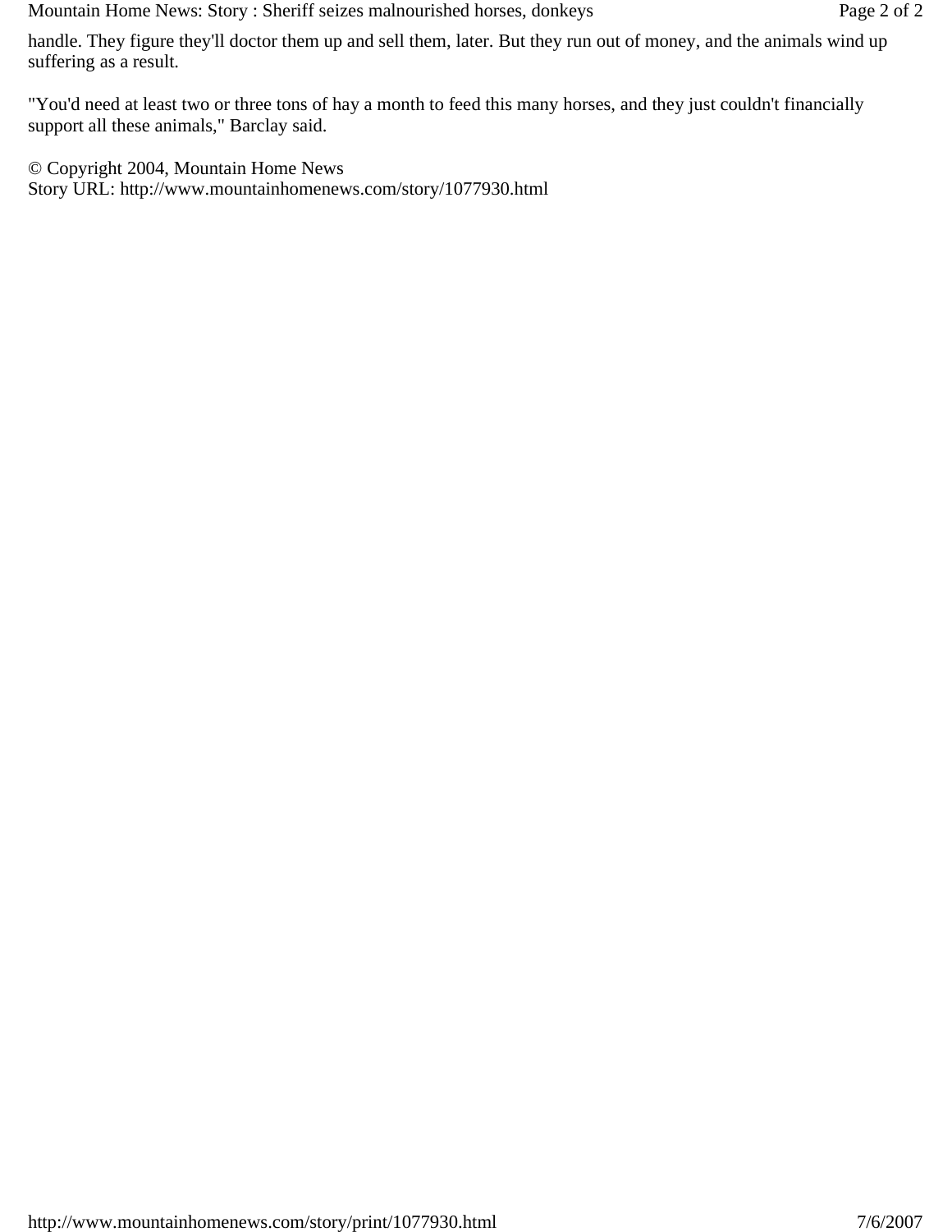handle. They figure they'll doctor them up and sell them, later. But they run out of money, and the animals wind up suffering as a result.

"You'd need at least two or three tons of hay a month to feed this many horses, and they just couldn't financially support all these animals," Barclay said.

© Copyright 2004, Mountain Home News
Story URL: http://www.mountainhomenews.com/story/1077930.html